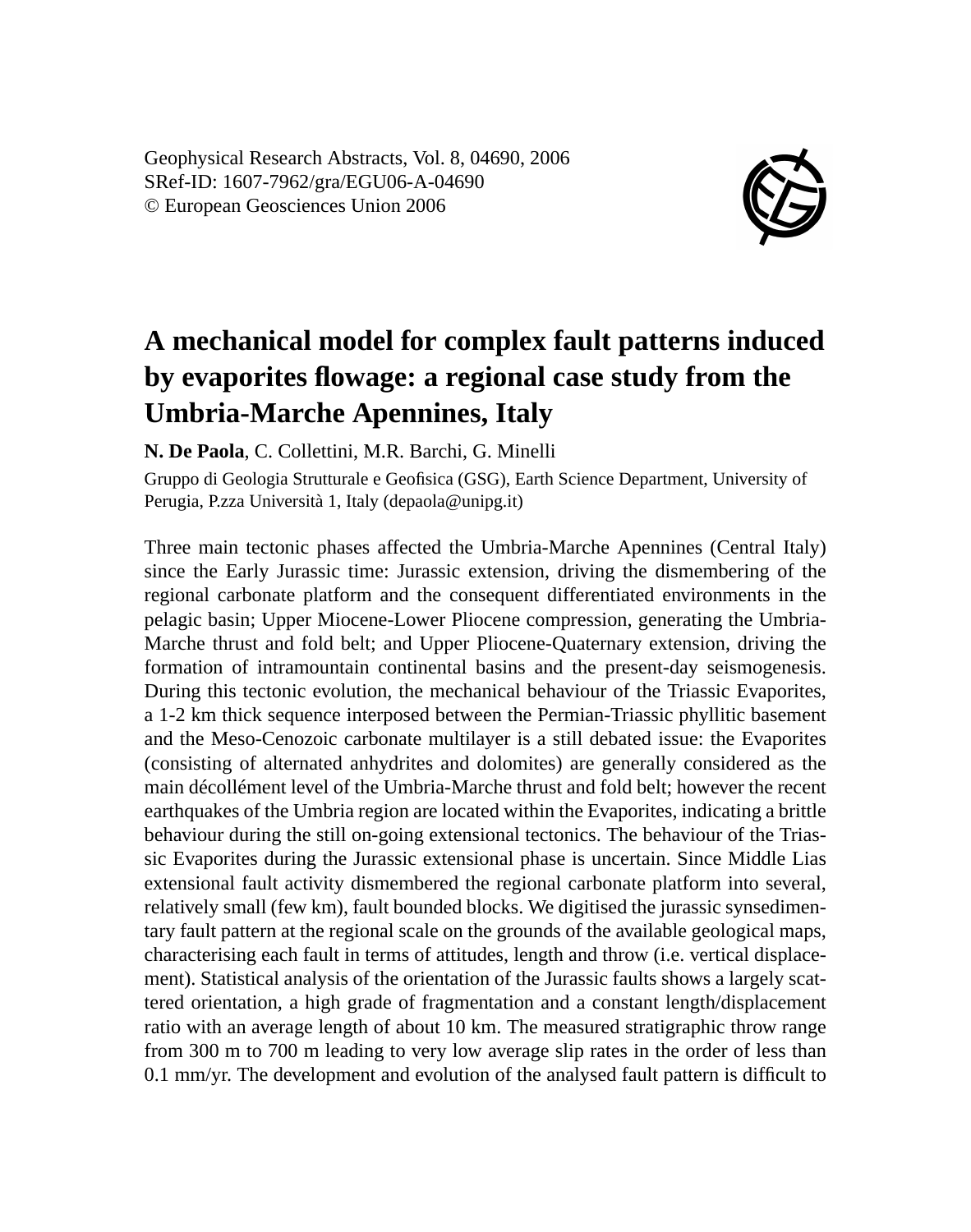Geophysical Research Abstracts, Vol. 8, 04690, 2006
SRef-ID: 1607-7962/gra/EGU06-A-04690
© European Geosciences Union 2006

# A mechanical model for complex fault patterns induced by evaporites flowage: a regional case study from the Umbria-Marche Apennines, Italy

**N. De Paola**, C. Collettini, M.R. Barchi, G. Minelli

Gruppo di Geologia Strutturale e Geofisica (GSG), Earth Science Department, University of Perugia, P.zza Università 1, Italy (depaola@unipg.it)

Three main tectonic phases affected the Umbria-Marche Apennines (Central Italy) since the Early Jurassic time: Jurassic extension, driving the dismembering of the regional carbonate platform and the consequent differentiated environments in the pelagic basin; Upper Miocene-Lower Pliocene compression, generating the Umbria-Marche thrust and fold belt; and Upper Pliocene-Quaternary extension, driving the formation of intramountain continental basins and the present-day seismogenesis. During this tectonic evolution, the mechanical behaviour of the Triassic Evaporites, a 1-2 km thick sequence interposed between the Permian-Triassic phyllitic basement and the Meso-Cenozoic carbonate multilayer is a still debated issue: the Evaporites (consisting of alternated anhydrites and dolomites) are generally considered as the main décollément level of the Umbria-Marche thrust and fold belt; however the recent earthquakes of the Umbria region are located within the Evaporites, indicating a brittle behaviour during the still on-going extensional tectonics. The behaviour of the Triassic Evaporites during the Jurassic extensional phase is uncertain. Since Middle Lias extensional fault activity dismembered the regional carbonate platform into several, relatively small (few km), fault bounded blocks. We digitised the jurassic synsedimentary fault pattern at the regional scale on the grounds of the available geological maps, characterising each fault in terms of attitudes, length and throw (i.e. vertical displacement). Statistical analysis of the orientation of the Jurassic faults shows a largely scattered orientation, a high grade of fragmentation and a constant length/displacement ratio with an average length of about 10 km. The measured stratigraphic throw range from 300 m to 700 m leading to very low average slip rates in the order of less than 0.1 mm/yr. The development and evolution of the analysed fault pattern is difficult to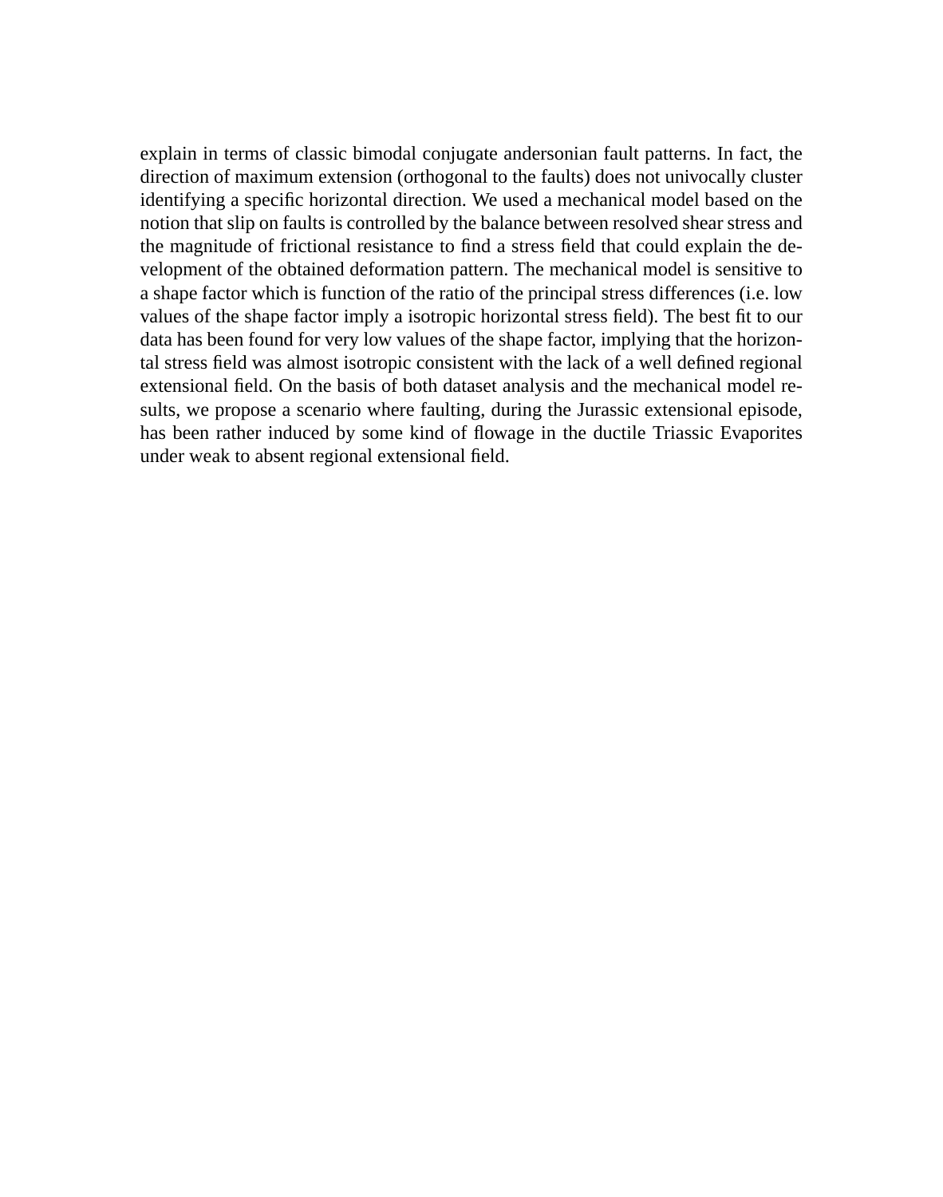explain in terms of classic bimodal conjugate andersonian fault patterns. In fact, the direction of maximum extension (orthogonal to the faults) does not univocally cluster identifying a specific horizontal direction. We used a mechanical model based on the notion that slip on faults is controlled by the balance between resolved shear stress and the magnitude of frictional resistance to find a stress field that could explain the development of the obtained deformation pattern. The mechanical model is sensitive to a shape factor which is function of the ratio of the principal stress differences (i.e. low values of the shape factor imply a isotropic horizontal stress field). The best fit to our data has been found for very low values of the shape factor, implying that the horizontal stress field was almost isotropic consistent with the lack of a well defined regional extensional field. On the basis of both dataset analysis and the mechanical model results, we propose a scenario where faulting, during the Jurassic extensional episode, has been rather induced by some kind of flowage in the ductile Triassic Evaporites under weak to absent regional extensional field.